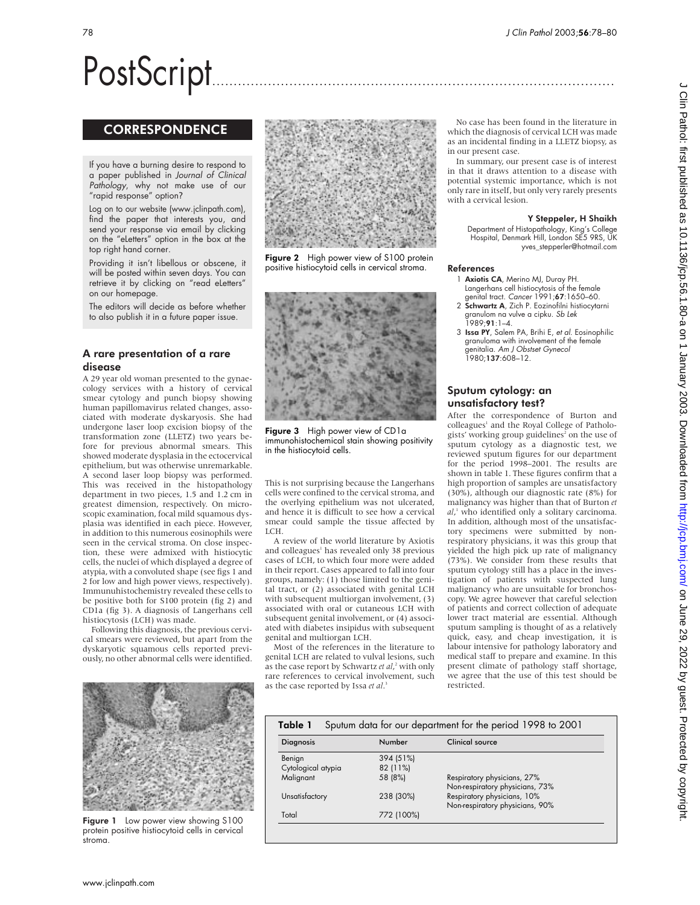# PostScript

## CORRESPONDENCE

If you have a burning desire to respond to a paper published in *Journal of Clinical Pathology*, why not make use of our "rapid response" option?

Log on to our website (www.jclinpath.com), find the paper that interests you, and send your response via email by clicking on the "eLetters" option in the box at the top right hand corner.

Providing it isn't libellous or obscene, it will be posted within seven days. You can retrieve it by clicking on "read eLetters" on our homepage.

The editors will decide as before whether to also publish it in a future paper issue.

### A rare presentation of a rare disease

A 29 year old woman presented to the gynaecology services with a history of cervical smear cytology and punch biopsy showing human papillomavirus related changes, associated with moderate dyskaryosis. She had undergone laser loop excision biopsy of the transformation zone (LLETZ) two years before for previous abnormal smears. This showed moderate dysplasia in the ectocervical epithelium, but was otherwise unremarkable. A second laser loop biopsy was performed. This was received in the histopathology department in two pieces, 1.5 and 1.2 cm in greatest dimension, respectively. On microscopic examination, focal mild squamous dysplasia was identified in each piece. However, in addition to this numerous eosinophils were seen in the cervical stroma. On close inspection, these were admixed with histiocytic cells, the nuclei of which displayed a degree of atypia, with a convoluted shape (see figs 1 and 2 for low and high power views, respectively). Immunuhistochemistry revealed these cells to be positive both for S100 protein (fig 2) and CD1a (fig 3). A diagnosis of Langerhans cell histiocytosis (LCH) was made.

Following this diagnosis, the previous cervical smears were reviewed, but apart from the dyskaryotic squamous cells reported previously, no other abnormal cells were identified.

**Figure 1** Low power view showing S100 protein positive histiocytoid cells in cervical stroma.

**Figure 2** High power view of S100 protein positive histiocytoid cells in cervical stroma.

**Figure 3** High power view of CD1a immunohistochemical stain showing positivity in the histiocytoid cells.

This is not surprising because the Langerhans cells were confined to the cervical stroma, and the overlying epithelium was not ulcerated, and hence it is difficult to see how a cervical smear could sample the tissue affected by LCH.

A review of the world literature by Axiotis and colleagues[1] has revealed only 38 previous cases of LCH, to which four more were added in their report. Cases appeared to fall into four groups, namely: (1) those limited to the genital tract, or (2) associated with genital LCH with subsequent multiorgan involvement, or (3) associated with oral or cutaneous LCH with subsequent genital involvement, or (4) associated with diabetes insipidus with subsequent genital and multiorgan LCH.

Most of the references in the literature to genital LCH are related to vulval lesions, such as the case report by Schwartz *et al*,[2] with only rare references to cervical involvement, such as the case reported by Issa *et al*.[3]

No case has been found in the literature in which the diagnosis of cervical LCH was made as an incidental finding in a LLETZ biopsy, as in our present case.

In summary, our present case is of interest in that it draws attention to a disease with potential systemic importance, which is not only rare in itself, but only very rarely presents with a cervical lesion.

**Y Steppeler, H Shaikh**

Department of Histopathology, King's College Hospital, Denmark Hill, London SE5 9RS, UK
yves_stepperler@hotmail.com

#### References

1. **Axiotis CA**, Merino MJ, Duray PH. Langerhans cell histiocytosis of the female genital tract. *Cancer* 1991;**67**:1650–60.
2. **Schwartz A**, Zich P. Eozinofilni histiocytarni granulom na vulve a cipku. *Sb Lek* 1989;**91**:1–4.
3. **Issa PY**, Salem PA, Brihi E, *et al*. Eosinophilic granuloma with involvement of the female genitalia. *Am J Obstet Gynecol* 1980;**137**:608–12.

### Sputum cytology: an unsatisfactory test?

After the correspondence of Burton and colleagues[1] and the Royal College of Pathologists' working group guidelines[2] on the use of sputum cytology as a diagnostic test, we reviewed sputum figures for our department for the period 1998–2001. The results are shown in table 1. These figures confirm that a high proportion of samples are unsatisfactory (30%), although our diagnostic rate (8%) for malignancy was higher than that of Burton *et al*,[1] who identified only a solitary carcinoma. In addition, although most of the unsatisfactory specimens were submitted by non-respiratory physicians, it was this group that yielded the high pick up rate of malignancy (73%). We consider from these results that sputum cytology still has a place in the investigation of patients with suspected lung malignancy who are unsuitable for bronchoscopy. We agree however that careful selection of patients and correct collection of adequate lower tract material are essential. Although sputum sampling is thought of as a relatively quick, easy, and cheap investigation, it is labour intensive for pathology laboratory and medical staff to prepare and examine. In this present climate of pathology staff shortage, we agree that the use of this test should be restricted.

**Table 1** Sputum data for our department for the period 1998 to 2001

| Diagnosis | Number | Clinical source |
|---|---|---|
| Benign | 394 (51%) | |
| Cytological atypia | 82 (11%) | |
| Malignant | 58 (8%) | Respiratory physicians, 27%<br>Non-respiratory physicians, 73% |
| Unsatisfactory | 238 (30%) | Respiratory physicians, 10%<br>Non-respiratory physicians, 90% |
| Total | 772 (100%) | |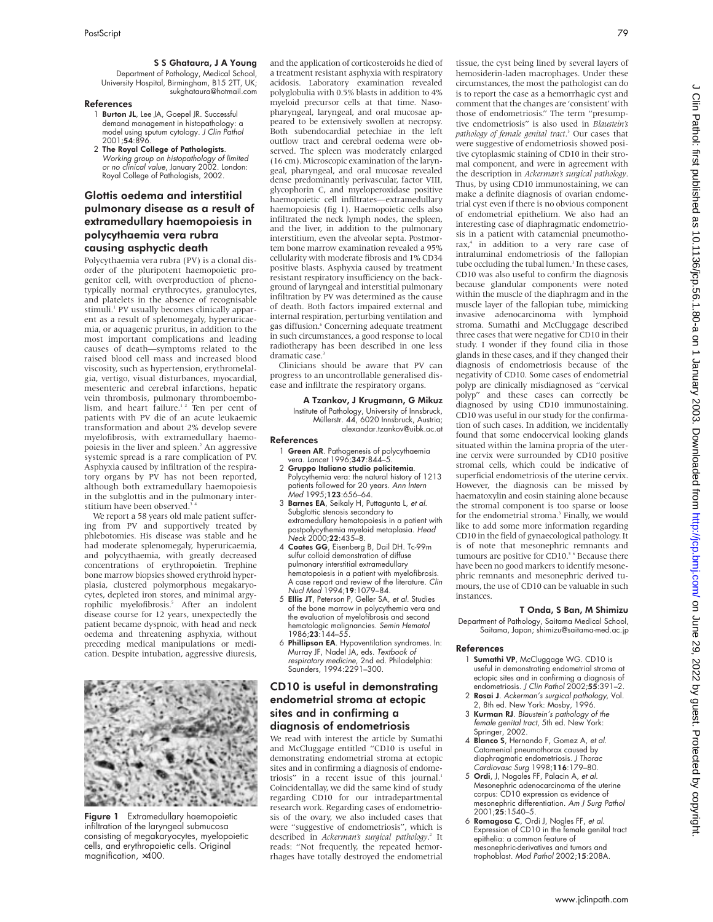**S S Ghataura, J A Young**

Department of Pathology, Medical School, University Hospital, Birmingham, B15 2TT, UK; sukghataura@hotmail.com

### References

1. **Burton JL**, Lee JA, Goepel JR. Successful demand management in histopathology: a model using sputum cytology. *J Clin Pathol* 2001;**54**:896.
2. **The Royal College of Pathologists**. *Working group on histopathology of limited or no clinical value*, January 2002. London: Royal College of Pathologists, 2002.

## Glottis oedema and interstitial pulmonary disease as a result of extramedullary haemopoiesis in polycythaemia vera rubra causing asphyctic death

Polycythaemia vera rubra (PV) is a clonal disorder of the pluripotent haemopoietic progenitor cell, with overproduction of phenotypically normal erythrocytes, granulocytes, and platelets in the absence of recognisable stimuli.[1] PV usually becomes clinically apparent as a result of splenomegaly, hyperuricaemia, or aquagenic pruritus, in addition to the most important complications and leading causes of death—symptoms related to the raised blood cell mass and increased blood viscosity, such as hypertension, erythromelalgia, vertigo, visual disturbances, myocardial, mesenteric and cerebral infarctions, hepatic vein thrombosis, pulmonary thromboembolism, and heart failure.[1,2] Ten per cent of patients with PV die of an acute leukaemic transformation and about 2% develop severe myelofibrosis, with extramedullary haemopoiesis in the liver and spleen.[2] An aggressive systemic spread is a rare complication of PV. Asphyxia caused by infiltration of the respiratory organs by PV has not been reported, although both extramedullary haemopoiesis in the subglottis and in the pulmonary interstitium have been observed.[3,4]

We report a 58 years old male patient suffering from PV and supportively treated by phlebotomies. His disease was stable and he had moderate splenomegaly, hyperuricaemia, and polycythaemia, with greatly decreased concentrations of erythropoietin. Trephine bone marrow biopsies showed erythroid hyperplasia, clustered polymorphous megakaryocytes, depleted iron stores, and minimal argyrophilic myelofibrosis.[5] After an indolent disease course for 12 years, unexpectedly the patient became dyspnoic, with head and neck oedema and threatening asphyxia, without preceding medical manipulations or medication. Despite intubation, aggressive diuresis, and the application of corticosteroids he died of a treatment resistant asphyxia with respiratory acidosis. Laboratory examination revealed polyglobulia with 0.5% blasts in addition to 4% myeloid precursor cells at that time. Nasopharyngeal, laryngeal, and oral mucosae appeared to be extensively swollen at necropsy. Both subendocardial petechiae in the left outflow tract and cerebral oedema were observed. The spleen was moderately enlarged (16 cm). Microscopic examination of the laryngeal, pharyngeal, and oral mucosae revealed dense predominantly perivascular, factor VIII, glycophorin C, and myeloperoxidase positive haemopoietic cell infiltrates—extramedullary haemopoiesis (fig 1). Haemopoietic cells also infiltrated the neck lymph nodes, the spleen, and the liver, in addition to the pulmonary interstitium, even the alveolar septa. Postmortem bone marrow examination revealed a 95% cellularity with moderate fibrosis and 1% CD34 positive blasts. Asphyxia caused by treatment resistant respiratory insufficiency on the background of laryngeal and interstitial pulmonary infiltration by PV was determined as the cause of death. Both factors impaired external and internal respiration, perturbing ventilation and gas diffusion.[6] Concerning adequate treatment in such circumstances, a good response to local radiotherapy has been described in one less dramatic case.[3]

Figure 1 Extramedullary haemopoietic infiltration of the laryngeal submucosa consisting of megakaryocytes, myelopoietic cells, and erythropoietic cells. Original magnification, ×400.

Clinicians should be aware that PV can progress to an uncontrollable generalised disease and infiltrate the respiratory organs.

**A Tzankov, J Krugmann, G Mikuz**

Institute of Pathology, University of Innsbruck, Müllerstr. 44, 6020 Innsbruck, Austria; alexandar.tzankov@uibk.ac.at

### References

1. **Green AR**. Pathogenesis of polycythaemia vera. *Lancet* 1996;**347**:844–5.
2. **Gruppo Italiano studio policitemia**. Polycythemia vera: the natural history of 1213 patients followed for 20 years. *Ann Intern Med* 1995;**123**:656–64.
3. **Barnes EA**, Seikaly H, Puttagunta L, *et al*. Subglottic stenosis secondary to extramedullary hematopoiesis in a patient with postpolycythemia myeloid metaplasia. *Head Neck* 2000;**22**:435–8.
4. **Coates GG**, Eisenberg B, Dail DH. Tc-99m sulfur colloid demonstration of diffuse pulmonary interstitial extramedullary hematopoiesis in a patient with myelofibrosis. A case report and review of the literature. *Clin Nucl Med* 1994;**19**:1079–84.
5. **Ellis JT**, Peterson P, Geller SA, *et al*. Studies of the bone marrow in polycythemia vera and the evaluation of myelofibrosis and second hematologic malignancies. *Semin Hematol* 1986;**23**:144–55.
6. **Phillipson EA**. Hypoventilation syndromes. In: Murray JF, Nadel JA, eds. *Textbook of respiratory medicine*, 2nd ed. Philadelphia: Saunders, 1994:2291–300.

## CD10 is useful in demonstrating endometrial stroma at ectopic sites and in confirming a diagnosis of endometriosis

We read with interest the article by Sumathi and McCluggage entitled "CD10 is useful in demonstrating endometrial stroma at ectopic sites and in confirming a diagnosis of endometriosis" in a recent issue of this journal.[1] Coincidentallay, we did the same kind of study regarding CD10 for our intradepartmental research work. Regarding cases of endometriosis of the ovary, we also included cases that were "suggestive of endometriosis", which is described in *Ackerman's surgical pathology*.[2] It reads: "Not frequently, the repeated hemorrhages have totally destroyed the endometrial tissue, the cyst being lined by several layers of hemosiderin-laden macrophages. Under these circumstances, the most the pathologist can do is to report the case as a hemorrhagic cyst and comment that the changes are 'consistent' with those of endometriosis." The term "presumptive endometriosis" is also used in *Blaustein's pathology of female genital tract*.[3] Our cases that were suggestive of endometriosis showed positive cytoplasmic staining of CD10 in their stromal component, and were in agreement with the description in *Ackerman's surgical pathology*. Thus, by using CD10 immunostaining, we can make a definite diagnosis of ovarian endometrial cyst even if there is no obvious component of endometrial epithelium. We also had an interesting case of diaphragmatic endometriosis in a patient with catamenial pneumothorax,[4] in addition to a very rare case of intraluminal endometriosis of the fallopian tube occluding the tubal lumen.[3] In these cases, CD10 was also useful to confirm the diagnosis because glandular components were noted within the muscle of the diaphragm and in the muscle layer of the fallopian tube, mimicking invasive adenocarcinoma with lymphoid stroma. Sumathi and McCluggage described three cases that were negative for CD10 in their study. I wonder if they found cilia in those glands in these cases, and if they changed their diagnosis of endometriosis because of the negativity of CD10. Some cases of endometrial polyp are clinically misdiagnosed as "cervical polyp" and these cases can correctly be diagnosed by using CD10 immunostaining. CD10 was useful in our study for the confirmation of such cases. In addition, we incidentally found that some endocervical looking glands situated within the lamina propria of the uterine cervix were surrounded by CD10 positive stromal cells, which could be indicative of superficial endometriosis of the uterine cervix. However, the diagnosis can be missed by haematoxylin and eosin staining alone because the stromal component is too sparse or loose for the endometrial stroma.[3] Finally, we would like to add some more information regarding CD10 in the field of gynaecological pathology. It is of note that mesonephric remnants and tumours are positive for CD10.[5,6] Because there have been no good markers to identify mesonephric remnants and mesonephric derived tumours, the use of CD10 can be valuable in such instances.

**T Onda, S Ban, M Shimizu**

Department of Pathology, Saitama Medical School, Saitama, Japan; shimizu@saitama-med.ac.jp

### References

1. **Sumathi VP**, McCluggage WG. CD10 is useful in demonstrating endometrial stroma at ectopic sites and in confirming a diagnosis of endometriosis. *J Clin Pathol* 2002;**55**:391–2.
2. **Rosai J**. *Ackerman's surgical pathology*, Vol. 2, 8th ed. New York: Mosby, 1996.
3. **Kurman RJ**. *Blaustein's pathology of the female genital tract*, 5th ed. New York: Springer, 2002.
4. **Blanco S**, Hernando F, Gomez A, *et al*. Catamenial pneumothorax caused by diaphragmatic endometriosis. *J Thorac Cardiovasc Surg* 1998;**116**:179–80.
5. **Ordi, J**, Nogales FF, Palacin A, *et al*. Mesonephric adenocarcinoma of the uterine corpus: CD10 expression as evidence of mesonephric differentiation. *Am J Surg Pathol* 2001;**25**:1540–5.
6. **Romagosa C**, Ordi J, Nogles FF, *et al*. Expression of CD10 in the female genital tract epithelia: a common feature of mesonephric-derivatives and tumors and trophoblast. *Mod Pathol* 2002;**15**:208A.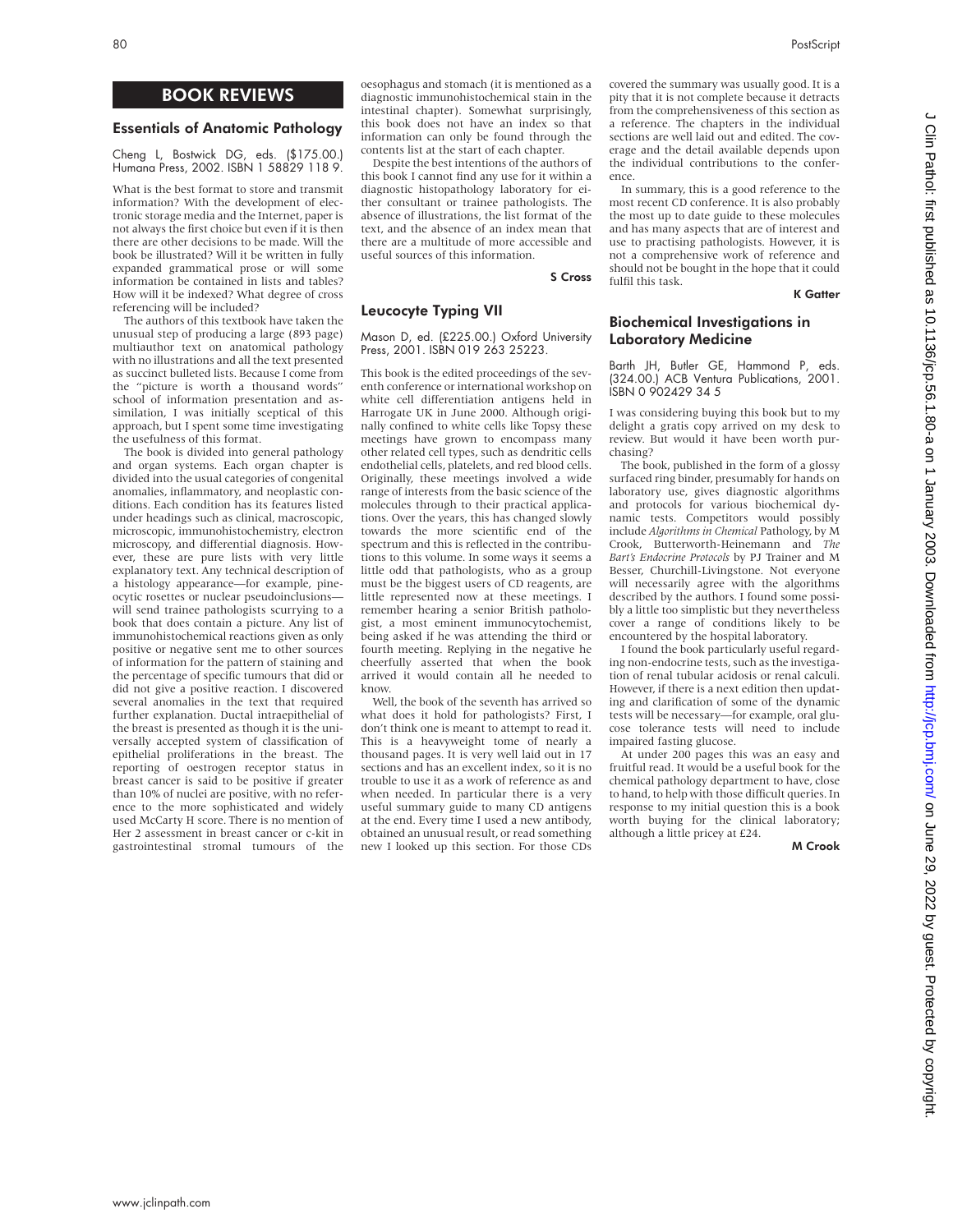## BOOK REVIEWS

### Essentials of Anatomic Pathology

Cheng L, Bostwick DG, eds. ($175.00.) Humana Press, 2002. ISBN 1 58829 118 9.

What is the best format to store and transmit information? With the development of electronic storage media and the Internet, paper is not always the first choice but even if it is then there are other decisions to be made. Will the book be illustrated? Will it be written in fully expanded grammatical prose or will some information be contained in lists and tables? How will it be indexed? What degree of cross referencing will be included?

The authors of this textbook have taken the unusual step of producing a large (893 page) multiauthor text on anatomical pathology with no illustrations and all the text presented as succinct bulleted lists. Because I come from the "picture is worth a thousand words" school of information presentation and assimilation, I was initially sceptical of this approach, but I spent some time investigating the usefulness of this format.

The book is divided into general pathology and organ systems. Each organ chapter is divided into the usual categories of congenital anomalies, inflammatory, and neoplastic conditions. Each condition has its features listed under headings such as clinical, macroscopic, microscopic, immunohistochemistry, electron microscopy, and differential diagnosis. However, these are pure lists with very little explanatory text. Any technical description of a histology appearance—for example, pineocytic rosettes or nuclear pseudoinclusions—will send trainee pathologists scurrying to a book that does contain a picture. Any list of immunohistochemical reactions given as only positive or negative sent me to other sources of information for the pattern of staining and the percentage of specific tumours that did or did not give a positive reaction. I discovered several anomalies in the text that required further explanation. Ductal intraepithelial of the breast is presented as though it is the universally accepted system of classification of epithelial proliferations in the breast. The reporting of oestrogen receptor status in breast cancer is said to be positive if greater than 10% of nuclei are positive, with no reference to the more sophisticated and widely used McCarty H score. There is no mention of Her 2 assessment in breast cancer or c-kit in gastrointestinal stromal tumours of the oesophagus and stomach (it is mentioned as a diagnostic immunohistochemical stain in the intestinal chapter). Somewhat surprisingly, this book does not have an index so that information can only be found through the contents list at the start of each chapter.

Despite the best intentions of the authors of this book I cannot find any use for it within a diagnostic histopathology laboratory for either consultant or trainee pathologists. The absence of illustrations, the list format of the text, and the absence of an index mean that there are a multitude of more accessible and useful sources of this information.

**S Cross**

### Leucocyte Typing VII

Mason D, ed. (£225.00.) Oxford University Press, 2001. ISBN 019 263 25223.

This book is the edited proceedings of the seventh conference or international workshop on white cell differentiation antigens held in Harrogate UK in June 2000. Although originally confined to white cells like Topsy these meetings have grown to encompass many other related cell types, such as dendritic cells endothelial cells, platelets, and red blood cells. Originally, these meetings involved a wide range of interests from the basic science of the molecules through to their practical applications. Over the years, this has changed slowly towards the more scientific end of the spectrum and this is reflected in the contributions to this volume. In some ways it seems a little odd that pathologists, who as a group must be the biggest users of CD reagents, are little represented now at these meetings. I remember hearing a senior British pathologist, a most eminent immunocytochemist, being asked if he was attending the third or fourth meeting. Replying in the negative he cheerfully asserted that when the book arrived it would contain all he needed to know.

Well, the book of the seventh has arrived so what does it hold for pathologists? First, I don't think one is meant to attempt to read it. This is a heavyweight tome of nearly a thousand pages. It is very well laid out in 17 sections and has an excellent index, so it is no trouble to use it as a work of reference as and when needed. In particular there is a very useful summary guide to many CD antigens at the end. Every time I used a new antibody, obtained an unusual result, or read something new I looked up this section. For those CDs covered the summary was usually good. It is a pity that it is not complete because it detracts from the comprehensiveness of this section as a reference. The chapters in the individual sections are well laid out and edited. The coverage and the detail available depends upon the individual contributions to the conference.

In summary, this is a good reference to the most recent CD conference. It is also probably the most up to date guide to these molecules and has many aspects that are of interest and use to practising pathologists. However, it is not a comprehensive work of reference and should not be bought in the hope that it could fulfil this task.

**K Gatter**

### Biochemical Investigations in Laboratory Medicine

Barth JH, Butler GE, Hammond P, eds. (324.00.) ACB Ventura Publications, 2001. ISBN 0 902429 34 5

I was considering buying this book but to my delight a gratis copy arrived on my desk to review. But would it have been worth purchasing?

The book, published in the form of a glossy surfaced ring binder, presumably for hands on laboratory use, gives diagnostic algorithms and protocols for various biochemical dynamic tests. Competitors would possibly include *Algorithms in Chemical* Pathology, by M Crook, Butterworth-Heinemann and *The Bart's Endocrine Protocols* by PJ Trainer and M Besser, Churchill-Livingstone. Not everyone will necessarily agree with the algorithms described by the authors. I found some possibly a little too simplistic but they nevertheless cover a range of conditions likely to be encountered by the hospital laboratory.

I found the book particularly useful regarding non-endocrine tests, such as the investigation of renal tubular acidosis or renal calculi. However, if there is a next edition then updating and clarification of some of the dynamic tests will be necessary—for example, oral glucose tolerance tests will need to include impaired fasting glucose.

At under 200 pages this was an easy and fruitful read. It would be a useful book for the chemical pathology department to have, close to hand, to help with those difficult queries. In response to my initial question this is a book worth buying for the clinical laboratory; although a little pricey at £24.

**M Crook**